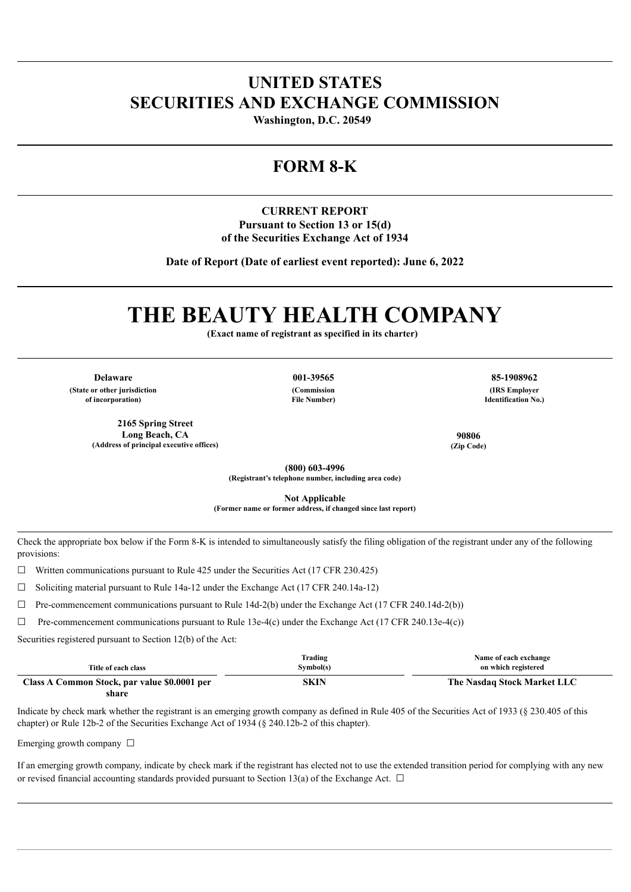# UNITED STATES
# SECURITIES AND EXCHANGE COMMISSION

**Washington, D.C. 20549**

## FORM 8-K

**CURRENT REPORT**
**Pursuant to Section 13 or 15(d)**
**of the Securities Exchange Act of 1934**

**Date of Report (Date of earliest event reported): June 6, 2022**

# THE BEAUTY HEALTH COMPANY

**(Exact name of registrant as specified in its charter)**

| **Delaware** | **001-39565** | **85-1908962** |
|---|---|---|
| **(State or other jurisdiction of incorporation)** | **(Commission File Number)** | **(IRS Employer Identification No.)** |

| **2165 Spring Street Long Beach, CA** | **90806** |
|---|---|
| **(Address of principal executive offices)** | **(Zip Code)** |

**(800) 603-4996**
**(Registrant's telephone number, including area code)**

**Not Applicable**
**(Former name or former address, if changed since last report)**

Check the appropriate box below if the Form 8-K is intended to simultaneously satisfy the filing obligation of the registrant under any of the following provisions:

☐ Written communications pursuant to Rule 425 under the Securities Act (17 CFR 230.425)

☐ Soliciting material pursuant to Rule 14a-12 under the Exchange Act (17 CFR 240.14a-12)

☐ Pre-commencement communications pursuant to Rule 14d-2(b) under the Exchange Act (17 CFR 240.14d-2(b))

☐ Pre-commencement communications pursuant to Rule 13e-4(c) under the Exchange Act (17 CFR 240.13e-4(c))

Securities registered pursuant to Section 12(b) of the Act:

| Title of each class | Trading Symbol(s) | Name of each exchange on which registered |
|---|---|---|
| **Class A Common Stock, par value $0.0001 per share** | **SKIN** | **The Nasdaq Stock Market LLC** |

Indicate by check mark whether the registrant is an emerging growth company as defined in Rule 405 of the Securities Act of 1933 (§ 230.405 of this chapter) or Rule 12b-2 of the Securities Exchange Act of 1934 (§ 240.12b-2 of this chapter).

Emerging growth company ☐

If an emerging growth company, indicate by check mark if the registrant has elected not to use the extended transition period for complying with any new or revised financial accounting standards provided pursuant to Section 13(a) of the Exchange Act. ☐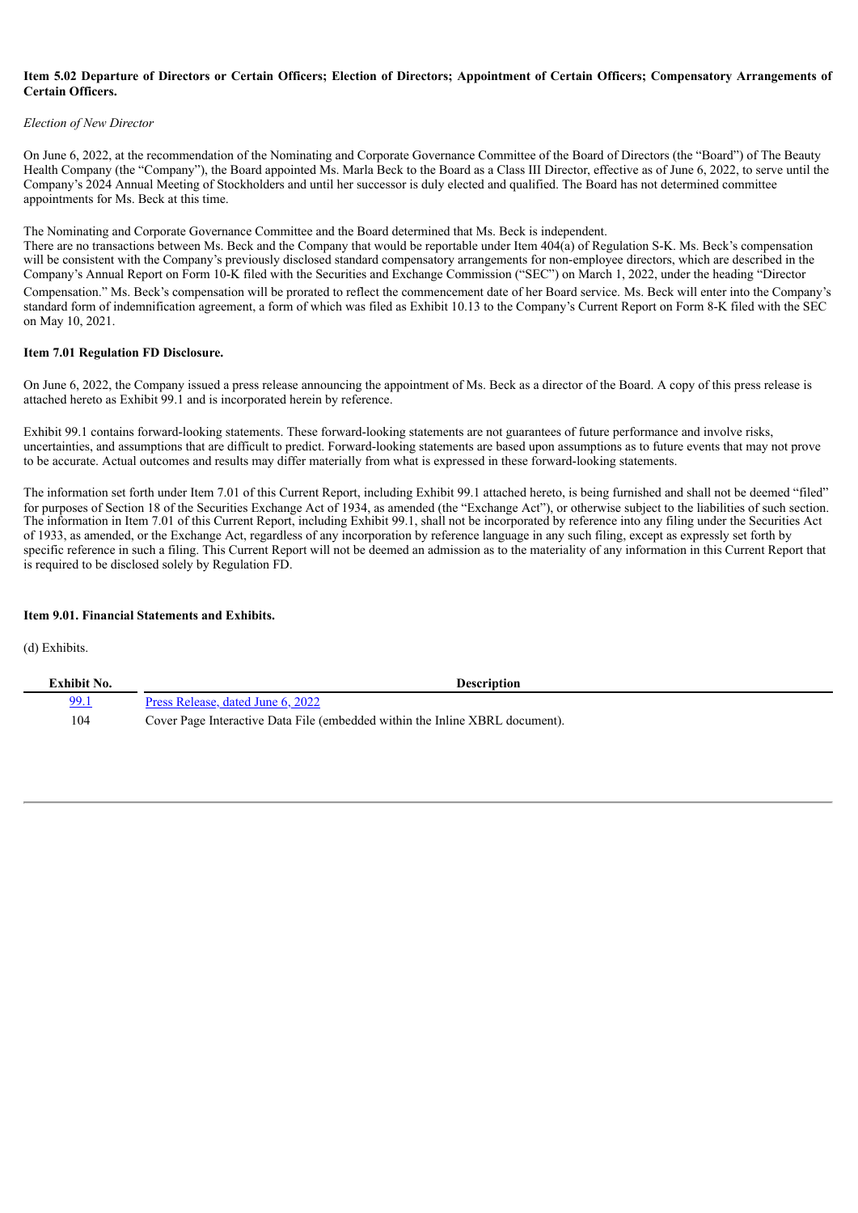**Item 5.02 Departure of Directors or Certain Officers; Election of Directors; Appointment of Certain Officers; Compensatory Arrangements of Certain Officers.**

*Election of New Director*

On June 6, 2022, at the recommendation of the Nominating and Corporate Governance Committee of the Board of Directors (the "Board") of The Beauty Health Company (the "Company"), the Board appointed Ms. Marla Beck to the Board as a Class III Director, effective as of June 6, 2022, to serve until the Company's 2024 Annual Meeting of Stockholders and until her successor is duly elected and qualified. The Board has not determined committee appointments for Ms. Beck at this time.

The Nominating and Corporate Governance Committee and the Board determined that Ms. Beck is independent.

There are no transactions between Ms. Beck and the Company that would be reportable under Item 404(a) of Regulation S-K. Ms. Beck's compensation will be consistent with the Company's previously disclosed standard compensatory arrangements for non-employee directors, which are described in the Company's Annual Report on Form 10-K filed with the Securities and Exchange Commission ("SEC") on March 1, 2022, under the heading "Director Compensation." Ms. Beck's compensation will be prorated to reflect the commencement date of her Board service. Ms. Beck will enter into the Company's standard form of indemnification agreement, a form of which was filed as Exhibit 10.13 to the Company's Current Report on Form 8-K filed with the SEC on May 10, 2021.

**Item 7.01 Regulation FD Disclosure.**

On June 6, 2022, the Company issued a press release announcing the appointment of Ms. Beck as a director of the Board. A copy of this press release is attached hereto as Exhibit 99.1 and is incorporated herein by reference.

Exhibit 99.1 contains forward-looking statements. These forward-looking statements are not guarantees of future performance and involve risks, uncertainties, and assumptions that are difficult to predict. Forward-looking statements are based upon assumptions as to future events that may not prove to be accurate. Actual outcomes and results may differ materially from what is expressed in these forward-looking statements.

The information set forth under Item 7.01 of this Current Report, including Exhibit 99.1 attached hereto, is being furnished and shall not be deemed "filed" for purposes of Section 18 of the Securities Exchange Act of 1934, as amended (the "Exchange Act"), or otherwise subject to the liabilities of such section. The information in Item 7.01 of this Current Report, including Exhibit 99.1, shall not be incorporated by reference into any filing under the Securities Act of 1933, as amended, or the Exchange Act, regardless of any incorporation by reference language in any such filing, except as expressly set forth by specific reference in such a filing. This Current Report will not be deemed an admission as to the materiality of any information in this Current Report that is required to be disclosed solely by Regulation FD.

**Item 9.01. Financial Statements and Exhibits.**

(d) Exhibits.

| Exhibit No. | Description |
|---|---|
| 99.1 | Press Release, dated June 6, 2022 |
| 104 | Cover Page Interactive Data File (embedded within the Inline XBRL document). |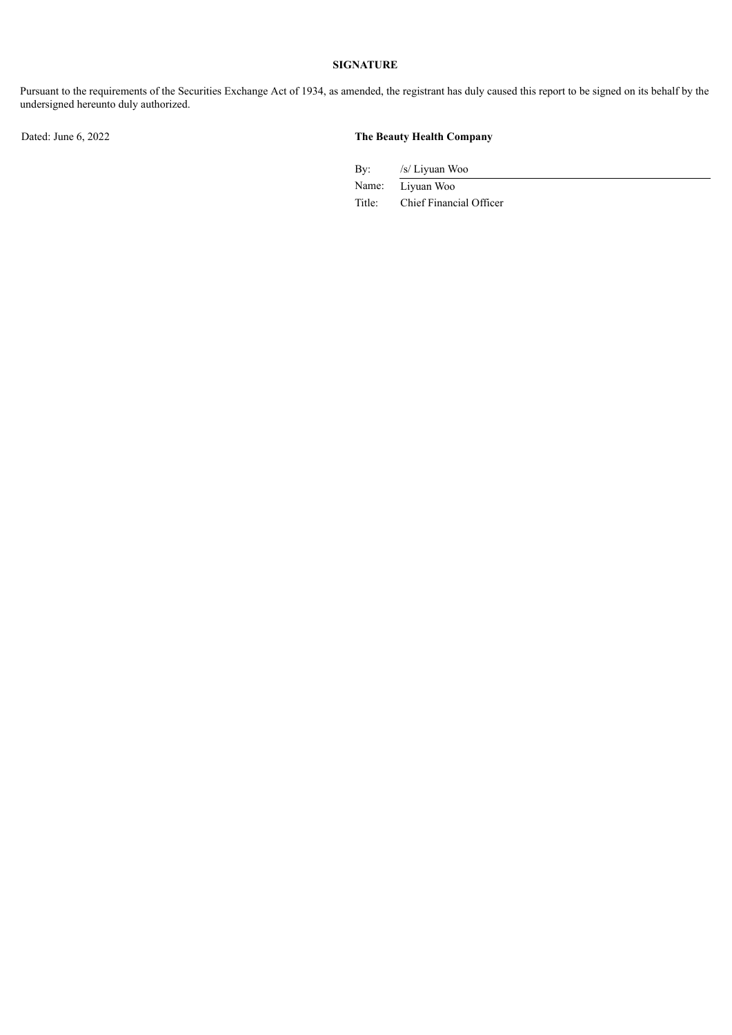**SIGNATURE**

Pursuant to the requirements of the Securities Exchange Act of 1934, as amended, the registrant has duly caused this report to be signed on its behalf by the undersigned hereunto duly authorized.

Dated: June 6, 2022

**The Beauty Health Company**

| | |
|---|---|
| By: | /s/ Liyuan Woo |
| Name: | Liyuan Woo |
| Title: | Chief Financial Officer |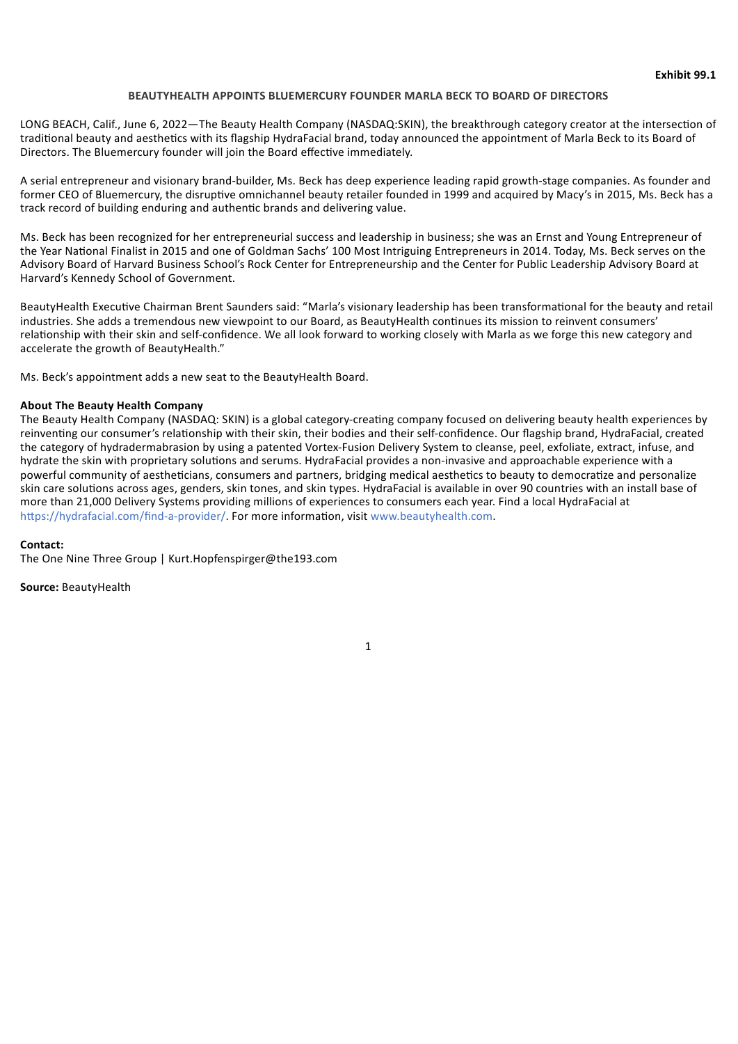**Exhibit 99.1**

# BEAUTYHEALTH APPOINTS BLUEMERCURY FOUNDER MARLA BECK TO BOARD OF DIRECTORS

LONG BEACH, Calif., June 6, 2022—The Beauty Health Company (NASDAQ:SKIN), the breakthrough category creator at the intersection of traditional beauty and aesthetics with its flagship HydraFacial brand, today announced the appointment of Marla Beck to its Board of Directors. The Bluemercury founder will join the Board effective immediately.

A serial entrepreneur and visionary brand-builder, Ms. Beck has deep experience leading rapid growth-stage companies. As founder and former CEO of Bluemercury, the disruptive omnichannel beauty retailer founded in 1999 and acquired by Macy's in 2015, Ms. Beck has a track record of building enduring and authentic brands and delivering value.

Ms. Beck has been recognized for her entrepreneurial success and leadership in business; she was an Ernst and Young Entrepreneur of the Year National Finalist in 2015 and one of Goldman Sachs' 100 Most Intriguing Entrepreneurs in 2014. Today, Ms. Beck serves on the Advisory Board of Harvard Business School's Rock Center for Entrepreneurship and the Center for Public Leadership Advisory Board at Harvard's Kennedy School of Government.

BeautyHealth Executive Chairman Brent Saunders said: "Marla's visionary leadership has been transformational for the beauty and retail industries. She adds a tremendous new viewpoint to our Board, as BeautyHealth continues its mission to reinvent consumers' relationship with their skin and self-confidence. We all look forward to working closely with Marla as we forge this new category and accelerate the growth of BeautyHealth."

Ms. Beck's appointment adds a new seat to the BeautyHealth Board.

**About The Beauty Health Company**

The Beauty Health Company (NASDAQ: SKIN) is a global category-creating company focused on delivering beauty health experiences by reinventing our consumer's relationship with their skin, their bodies and their self-confidence. Our flagship brand, HydraFacial, created the category of hydradermabrasion by using a patented Vortex-Fusion Delivery System to cleanse, peel, exfoliate, extract, infuse, and hydrate the skin with proprietary solutions and serums. HydraFacial provides a non-invasive and approachable experience with a powerful community of aestheticians, consumers and partners, bridging medical aesthetics to beauty to democratize and personalize skin care solutions across ages, genders, skin tones, and skin types. HydraFacial is available in over 90 countries with an install base of more than 21,000 Delivery Systems providing millions of experiences to consumers each year. Find a local HydraFacial at https://hydrafacial.com/find-a-provider/. For more information, visit www.beautyhealth.com.

**Contact:**
The One Nine Three Group | Kurt.Hopfenspirger@the193.com

**Source:** BeautyHealth